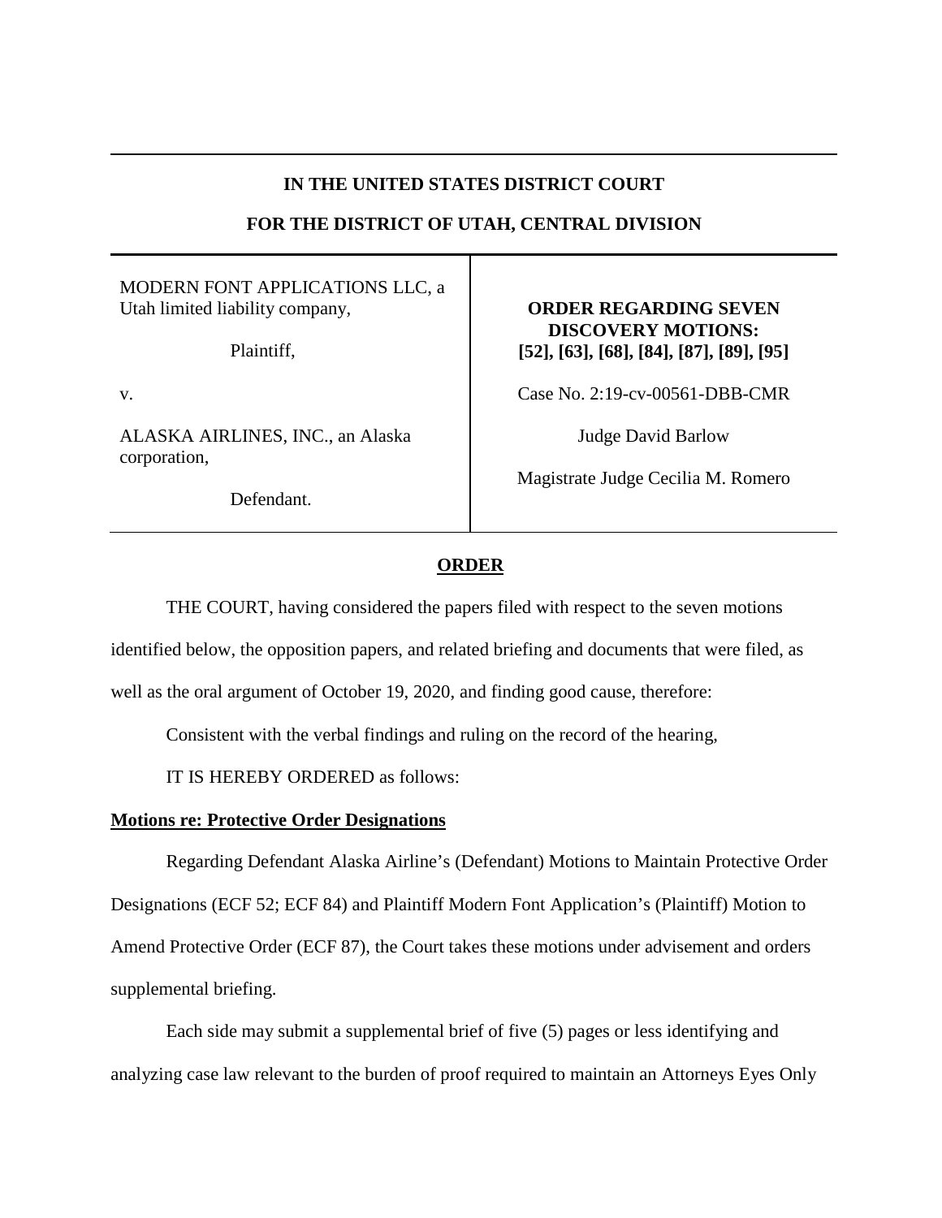**IN THE UNITED STATES DISTRICT COURT**

**FOR THE DISTRICT OF UTAH, CENTRAL DIVISION**

| | |
|---|---|
| MODERN FONT APPLICATIONS LLC, a Utah limited liability company,<br><br>Plaintiff,<br><br>v.<br><br>ALASKA AIRLINES, INC., an Alaska corporation,<br><br>Defendant. | **ORDER REGARDING SEVEN DISCOVERY MOTIONS: [52], [63], [68], [84], [87], [89], [95]**<br><br>Case No. 2:19-cv-00561-DBB-CMR<br><br>Judge David Barlow<br><br>Magistrate Judge Cecilia M. Romero |

**ORDER**

THE COURT, having considered the papers filed with respect to the seven motions identified below, the opposition papers, and related briefing and documents that were filed, as well as the oral argument of October 19, 2020, and finding good cause, therefore:

Consistent with the verbal findings and ruling on the record of the hearing,

IT IS HEREBY ORDERED as follows:

**Motions re: Protective Order Designations**

Regarding Defendant Alaska Airline's (Defendant) Motions to Maintain Protective Order Designations (ECF 52; ECF 84) and Plaintiff Modern Font Application's (Plaintiff) Motion to Amend Protective Order (ECF 87), the Court takes these motions under advisement and orders supplemental briefing.

Each side may submit a supplemental brief of five (5) pages or less identifying and analyzing case law relevant to the burden of proof required to maintain an Attorneys Eyes Only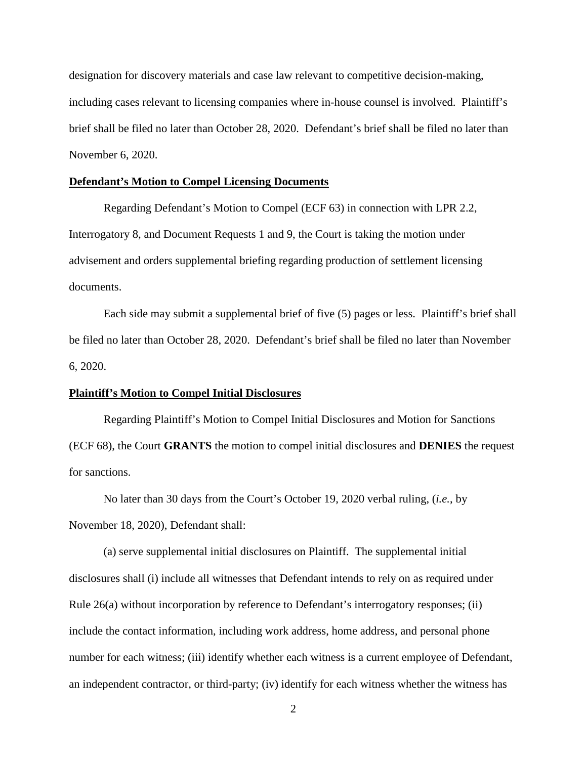designation for discovery materials and case law relevant to competitive decision-making, including cases relevant to licensing companies where in-house counsel is involved. Plaintiff's brief shall be filed no later than October 28, 2020. Defendant's brief shall be filed no later than November 6, 2020.

**Defendant's Motion to Compel Licensing Documents**

Regarding Defendant's Motion to Compel (ECF 63) in connection with LPR 2.2, Interrogatory 8, and Document Requests 1 and 9, the Court is taking the motion under advisement and orders supplemental briefing regarding production of settlement licensing documents.

Each side may submit a supplemental brief of five (5) pages or less. Plaintiff's brief shall be filed no later than October 28, 2020. Defendant's brief shall be filed no later than November 6, 2020.

**Plaintiff's Motion to Compel Initial Disclosures**

Regarding Plaintiff's Motion to Compel Initial Disclosures and Motion for Sanctions (ECF 68), the Court **GRANTS** the motion to compel initial disclosures and **DENIES** the request for sanctions.

No later than 30 days from the Court's October 19, 2020 verbal ruling, (*i.e.*, by November 18, 2020), Defendant shall:

(a) serve supplemental initial disclosures on Plaintiff. The supplemental initial disclosures shall (i) include all witnesses that Defendant intends to rely on as required under Rule 26(a) without incorporation by reference to Defendant's interrogatory responses; (ii) include the contact information, including work address, home address, and personal phone number for each witness; (iii) identify whether each witness is a current employee of Defendant, an independent contractor, or third-party; (iv) identify for each witness whether the witness has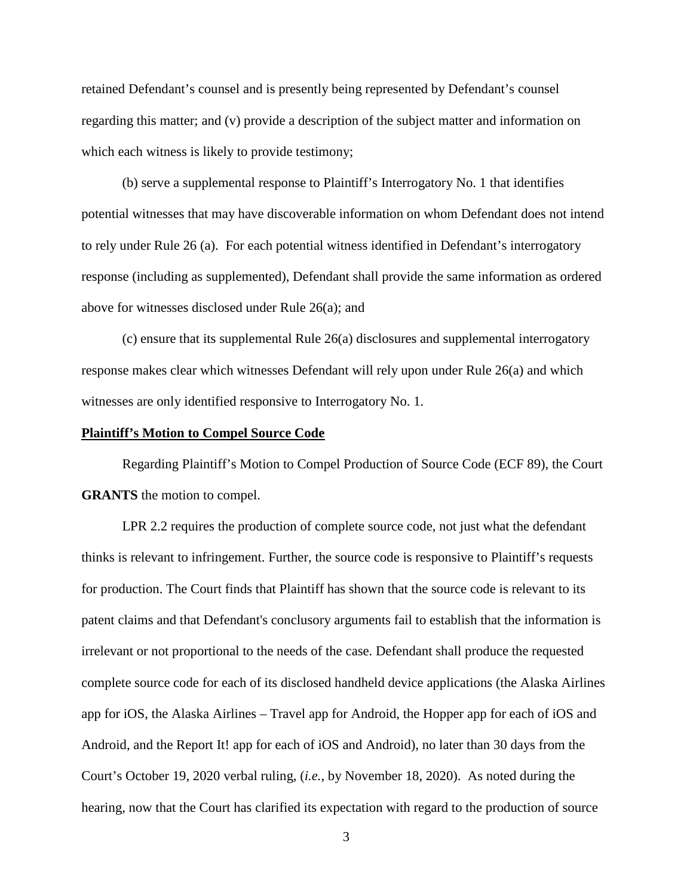retained Defendant's counsel and is presently being represented by Defendant's counsel regarding this matter; and (v) provide a description of the subject matter and information on which each witness is likely to provide testimony;

(b) serve a supplemental response to Plaintiff's Interrogatory No. 1 that identifies potential witnesses that may have discoverable information on whom Defendant does not intend to rely under Rule 26 (a). For each potential witness identified in Defendant's interrogatory response (including as supplemented), Defendant shall provide the same information as ordered above for witnesses disclosed under Rule 26(a); and

(c) ensure that its supplemental Rule 26(a) disclosures and supplemental interrogatory response makes clear which witnesses Defendant will rely upon under Rule 26(a) and which witnesses are only identified responsive to Interrogatory No. 1.

**Plaintiff's Motion to Compel Source Code**

Regarding Plaintiff's Motion to Compel Production of Source Code (ECF 89), the Court **GRANTS** the motion to compel.

LPR 2.2 requires the production of complete source code, not just what the defendant thinks is relevant to infringement. Further, the source code is responsive to Plaintiff's requests for production. The Court finds that Plaintiff has shown that the source code is relevant to its patent claims and that Defendant's conclusory arguments fail to establish that the information is irrelevant or not proportional to the needs of the case. Defendant shall produce the requested complete source code for each of its disclosed handheld device applications (the Alaska Airlines app for iOS, the Alaska Airlines – Travel app for Android, the Hopper app for each of iOS and Android, and the Report It! app for each of iOS and Android), no later than 30 days from the Court's October 19, 2020 verbal ruling, (*i.e.*, by November 18, 2020). As noted during the hearing, now that the Court has clarified its expectation with regard to the production of source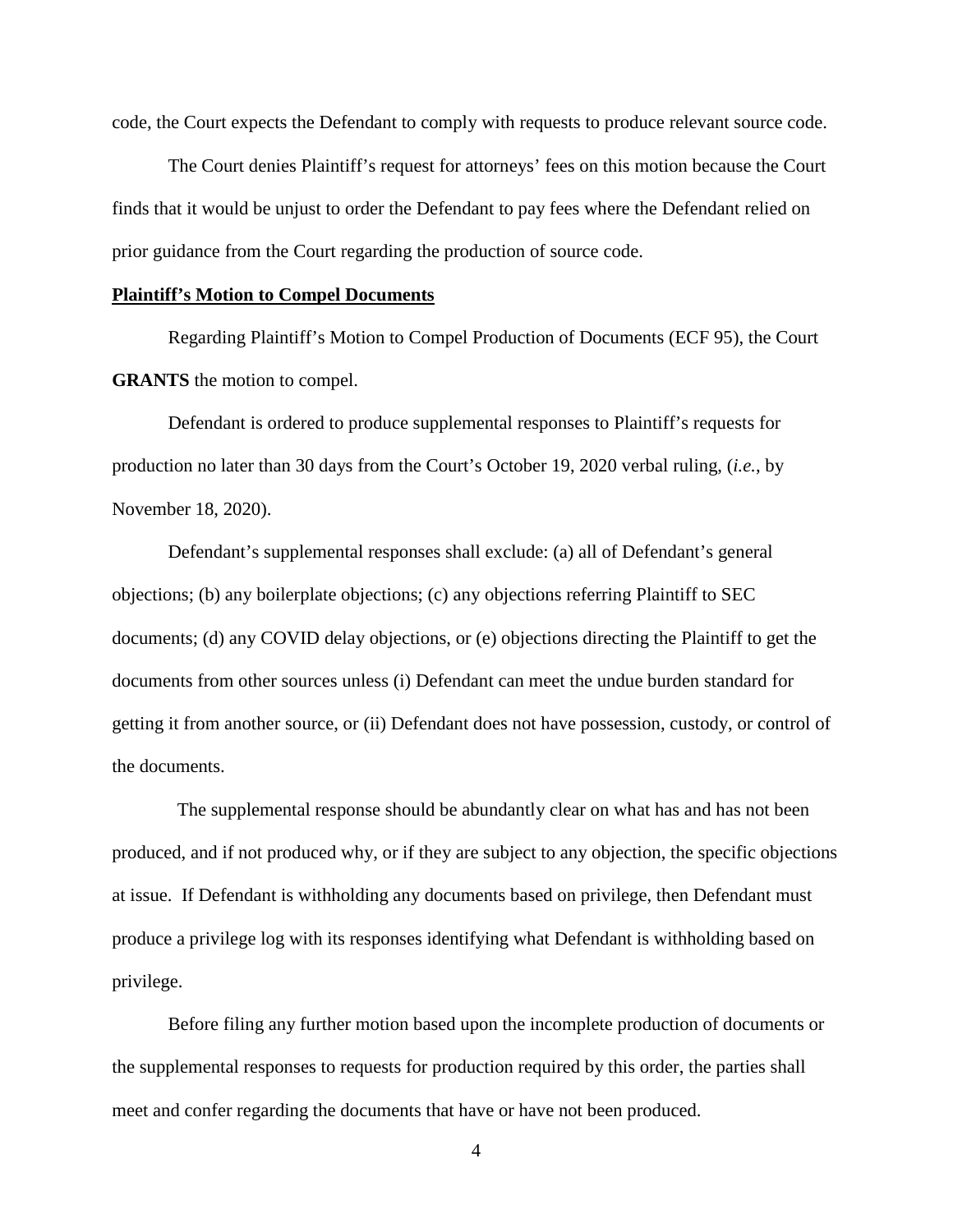code, the Court expects the Defendant to comply with requests to produce relevant source code.

The Court denies Plaintiff's request for attorneys' fees on this motion because the Court finds that it would be unjust to order the Defendant to pay fees where the Defendant relied on prior guidance from the Court regarding the production of source code.

**Plaintiff's Motion to Compel Documents**

Regarding Plaintiff's Motion to Compel Production of Documents (ECF 95), the Court **GRANTS** the motion to compel.

Defendant is ordered to produce supplemental responses to Plaintiff's requests for production no later than 30 days from the Court's October 19, 2020 verbal ruling, (*i.e.*, by November 18, 2020).

Defendant's supplemental responses shall exclude: (a) all of Defendant's general objections; (b) any boilerplate objections; (c) any objections referring Plaintiff to SEC documents; (d) any COVID delay objections, or (e) objections directing the Plaintiff to get the documents from other sources unless (i) Defendant can meet the undue burden standard for getting it from another source, or (ii) Defendant does not have possession, custody, or control of the documents.

The supplemental response should be abundantly clear on what has and has not been produced, and if not produced why, or if they are subject to any objection, the specific objections at issue. If Defendant is withholding any documents based on privilege, then Defendant must produce a privilege log with its responses identifying what Defendant is withholding based on privilege.

Before filing any further motion based upon the incomplete production of documents or the supplemental responses to requests for production required by this order, the parties shall meet and confer regarding the documents that have or have not been produced.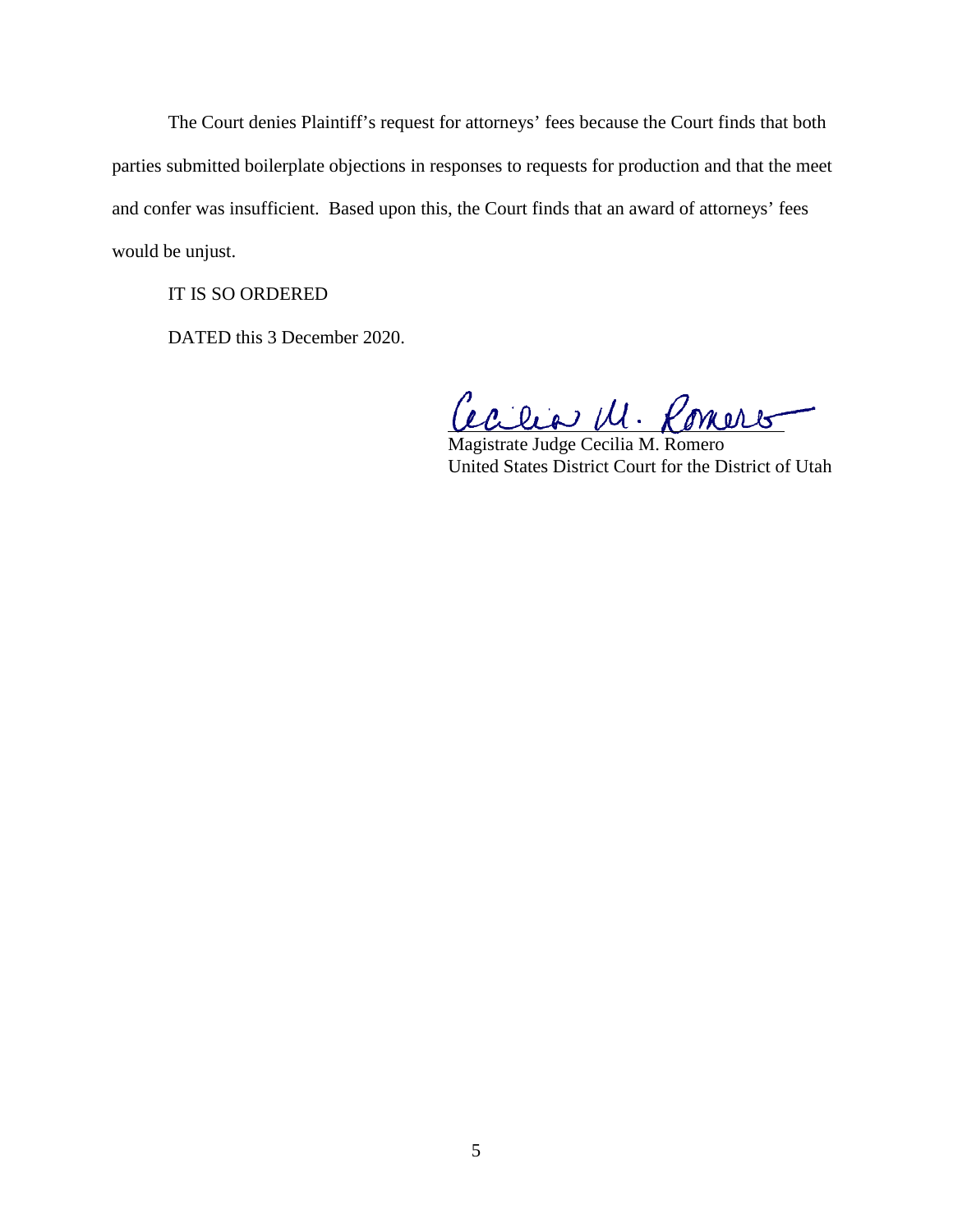The Court denies Plaintiff's request for attorneys' fees because the Court finds that both parties submitted boilerplate objections in responses to requests for production and that the meet and confer was insufficient. Based upon this, the Court finds that an award of attorneys' fees would be unjust.

IT IS SO ORDERED

DATED this 3 December 2020.

Magistrate Judge Cecilia M. Romero
United States District Court for the District of Utah